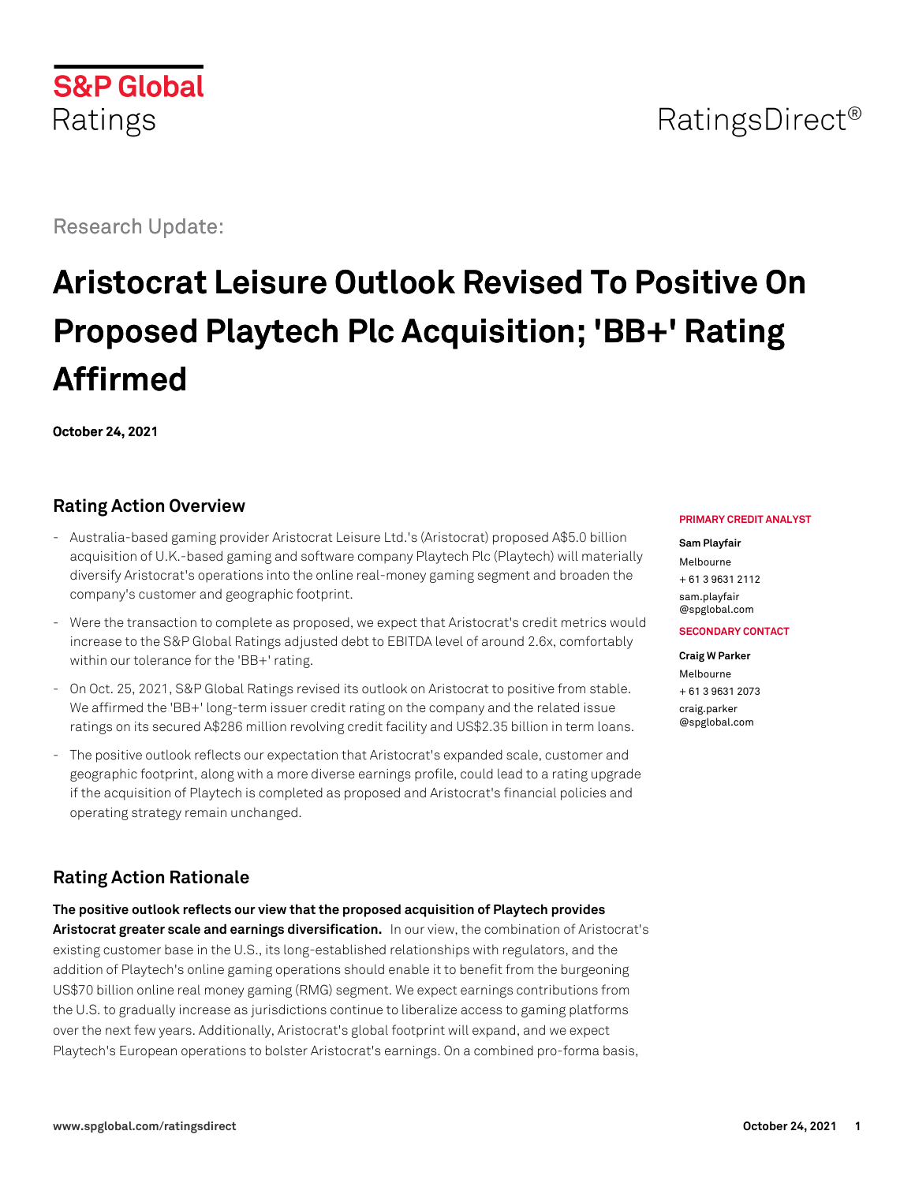S&P Global Ratings

RatingsDirect®

Research Update:

# Aristocrat Leisure Outlook Revised To Positive On Proposed Playtech Plc Acquisition; 'BB+' Rating Affirmed

**October 24, 2021**

**PRIMARY CREDIT ANALYST**

**Sam Playfair**
Melbourne
+ 61 3 9631 2112
sam.playfair@spglobal.com

**SECONDARY CONTACT**

**Craig W Parker**
Melbourne
+ 61 3 9631 2073
craig.parker@spglobal.com

## Rating Action Overview

- Australia-based gaming provider Aristocrat Leisure Ltd.'s (Aristocrat) proposed A$5.0 billion acquisition of U.K.-based gaming and software company Playtech Plc (Playtech) will materially diversify Aristocrat's operations into the online real-money gaming segment and broaden the company's customer and geographic footprint.
- Were the transaction to complete as proposed, we expect that Aristocrat's credit metrics would increase to the S&P Global Ratings adjusted debt to EBITDA level of around 2.6x, comfortably within our tolerance for the 'BB+' rating.
- On Oct. 25, 2021, S&P Global Ratings revised its outlook on Aristocrat to positive from stable. We affirmed the 'BB+' long-term issuer credit rating on the company and the related issue ratings on its secured A$286 million revolving credit facility and US$2.35 billion in term loans.
- The positive outlook reflects our expectation that Aristocrat's expanded scale, customer and geographic footprint, along with a more diverse earnings profile, could lead to a rating upgrade if the acquisition of Playtech is completed as proposed and Aristocrat's financial policies and operating strategy remain unchanged.

## Rating Action Rationale

**The positive outlook reflects our view that the proposed acquisition of Playtech provides Aristocrat greater scale and earnings diversification.** In our view, the combination of Aristocrat's existing customer base in the U.S., its long-established relationships with regulators, and the addition of Playtech's online gaming operations should enable it to benefit from the burgeoning US$70 billion online real money gaming (RMG) segment. We expect earnings contributions from the U.S. to gradually increase as jurisdictions continue to liberalize access to gaming platforms over the next few years. Additionally, Aristocrat's global footprint will expand, and we expect Playtech's European operations to bolster Aristocrat's earnings. On a combined pro-forma basis,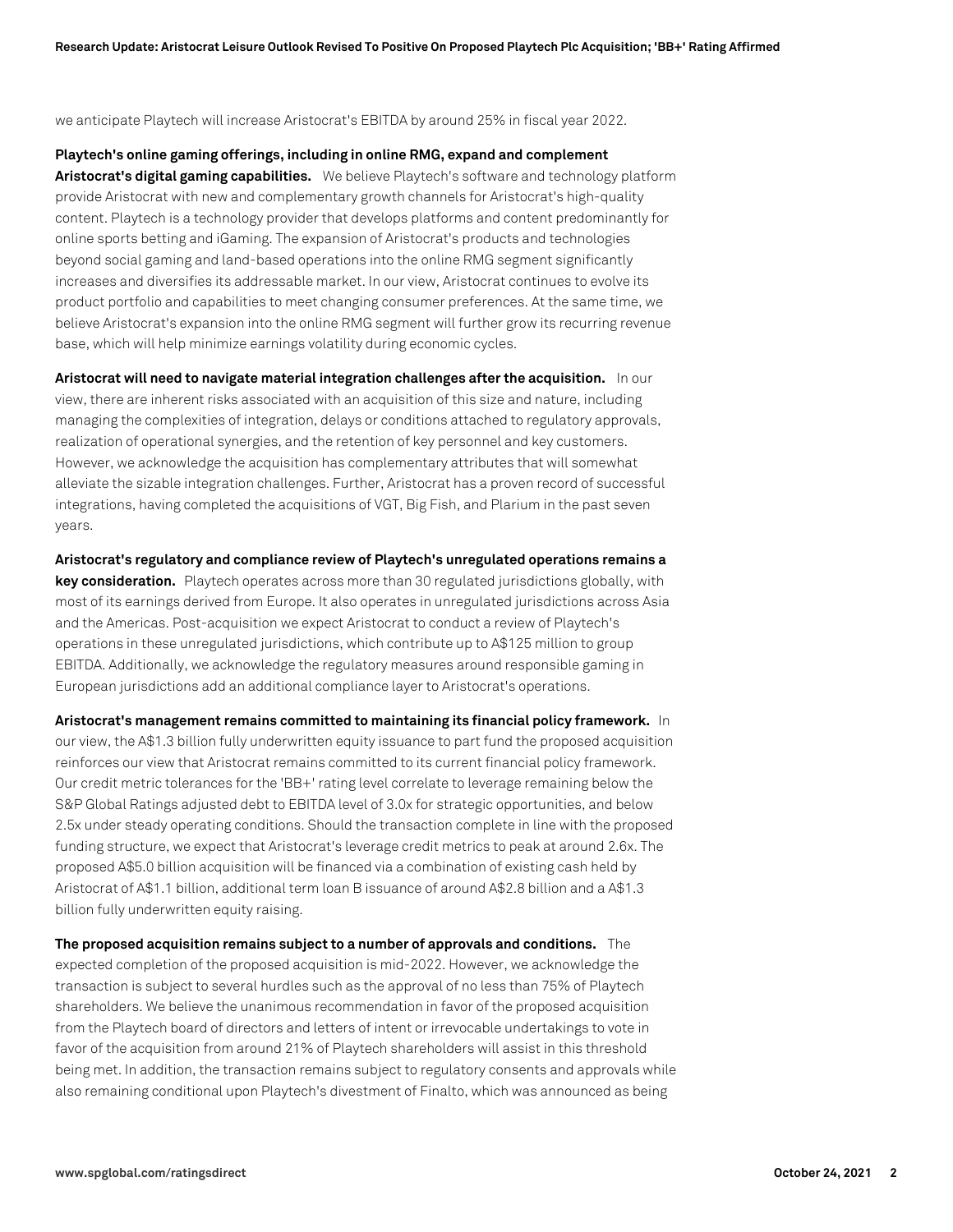we anticipate Playtech will increase Aristocrat's EBITDA by around 25% in fiscal year 2022.

**Playtech's online gaming offerings, including in online RMG, expand and complement Aristocrat's digital gaming capabilities.** We believe Playtech's software and technology platform provide Aristocrat with new and complementary growth channels for Aristocrat's high-quality content. Playtech is a technology provider that develops platforms and content predominantly for online sports betting and iGaming. The expansion of Aristocrat's products and technologies beyond social gaming and land-based operations into the online RMG segment significantly increases and diversifies its addressable market. In our view, Aristocrat continues to evolve its product portfolio and capabilities to meet changing consumer preferences. At the same time, we believe Aristocrat's expansion into the online RMG segment will further grow its recurring revenue base, which will help minimize earnings volatility during economic cycles.

**Aristocrat will need to navigate material integration challenges after the acquisition.** In our view, there are inherent risks associated with an acquisition of this size and nature, including managing the complexities of integration, delays or conditions attached to regulatory approvals, realization of operational synergies, and the retention of key personnel and key customers. However, we acknowledge the acquisition has complementary attributes that will somewhat alleviate the sizable integration challenges. Further, Aristocrat has a proven record of successful integrations, having completed the acquisitions of VGT, Big Fish, and Plarium in the past seven years.

**Aristocrat's regulatory and compliance review of Playtech's unregulated operations remains a key consideration.** Playtech operates across more than 30 regulated jurisdictions globally, with most of its earnings derived from Europe. It also operates in unregulated jurisdictions across Asia and the Americas. Post-acquisition we expect Aristocrat to conduct a review of Playtech's operations in these unregulated jurisdictions, which contribute up to A$125 million to group EBITDA. Additionally, we acknowledge the regulatory measures around responsible gaming in European jurisdictions add an additional compliance layer to Aristocrat's operations.

**Aristocrat's management remains committed to maintaining its financial policy framework.** In our view, the A$1.3 billion fully underwritten equity issuance to part fund the proposed acquisition reinforces our view that Aristocrat remains committed to its current financial policy framework. Our credit metric tolerances for the 'BB+' rating level correlate to leverage remaining below the S&P Global Ratings adjusted debt to EBITDA level of 3.0x for strategic opportunities, and below 2.5x under steady operating conditions. Should the transaction complete in line with the proposed funding structure, we expect that Aristocrat's leverage credit metrics to peak at around 2.6x. The proposed A$5.0 billion acquisition will be financed via a combination of existing cash held by Aristocrat of A$1.1 billion, additional term loan B issuance of around A$2.8 billion and a A$1.3 billion fully underwritten equity raising.

**The proposed acquisition remains subject to a number of approvals and conditions.** The expected completion of the proposed acquisition is mid-2022. However, we acknowledge the transaction is subject to several hurdles such as the approval of no less than 75% of Playtech shareholders. We believe the unanimous recommendation in favor of the proposed acquisition from the Playtech board of directors and letters of intent or irrevocable undertakings to vote in favor of the acquisition from around 21% of Playtech shareholders will assist in this threshold being met. In addition, the transaction remains subject to regulatory consents and approvals while also remaining conditional upon Playtech's divestment of Finalto, which was announced as being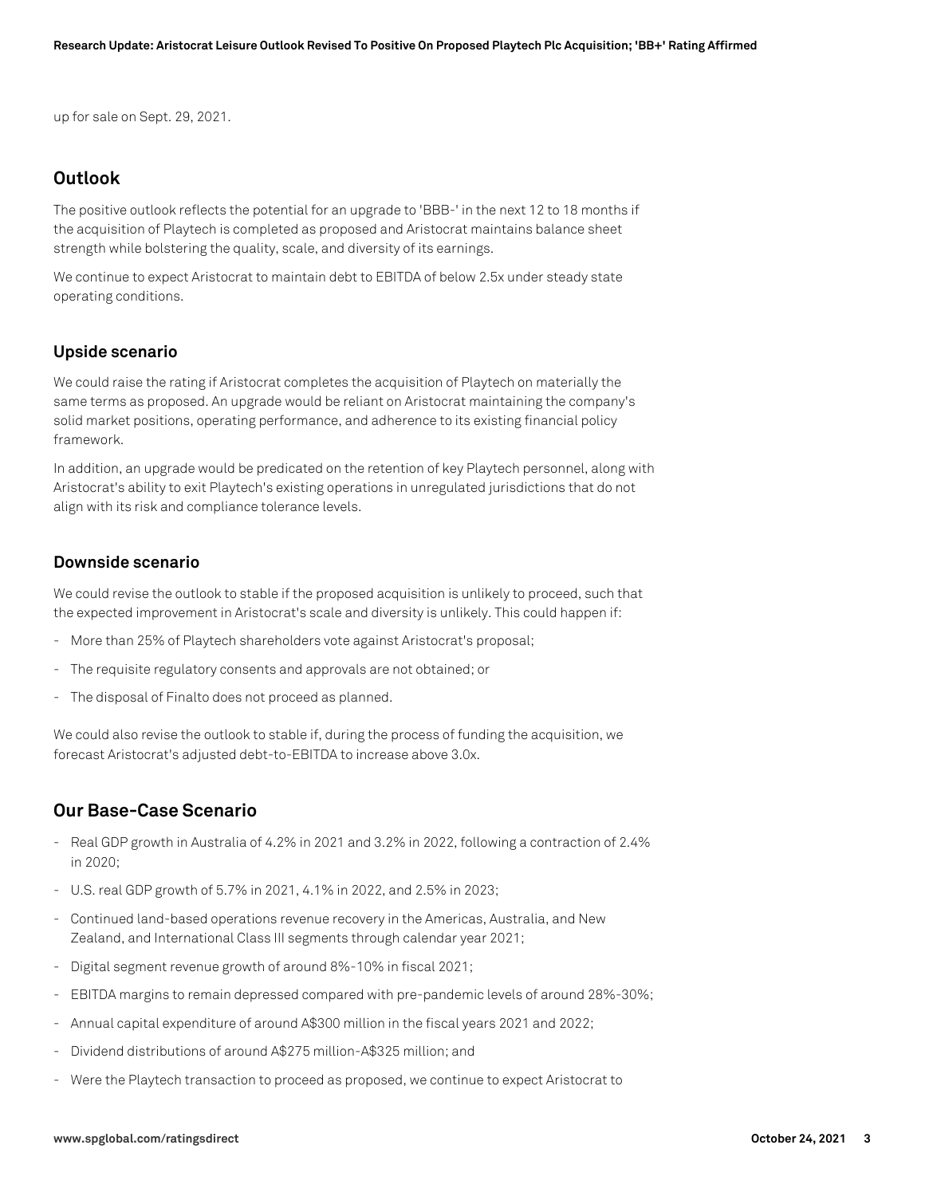up for sale on Sept. 29, 2021.

## Outlook

The positive outlook reflects the potential for an upgrade to 'BBB-' in the next 12 to 18 months if the acquisition of Playtech is completed as proposed and Aristocrat maintains balance sheet strength while bolstering the quality, scale, and diversity of its earnings.

We continue to expect Aristocrat to maintain debt to EBITDA of below 2.5x under steady state operating conditions.

### Upside scenario

We could raise the rating if Aristocrat completes the acquisition of Playtech on materially the same terms as proposed. An upgrade would be reliant on Aristocrat maintaining the company's solid market positions, operating performance, and adherence to its existing financial policy framework.

In addition, an upgrade would be predicated on the retention of key Playtech personnel, along with Aristocrat's ability to exit Playtech's existing operations in unregulated jurisdictions that do not align with its risk and compliance tolerance levels.

### Downside scenario

We could revise the outlook to stable if the proposed acquisition is unlikely to proceed, such that the expected improvement in Aristocrat's scale and diversity is unlikely. This could happen if:

- More than 25% of Playtech shareholders vote against Aristocrat's proposal;
- The requisite regulatory consents and approvals are not obtained; or
- The disposal of Finalto does not proceed as planned.

We could also revise the outlook to stable if, during the process of funding the acquisition, we forecast Aristocrat's adjusted debt-to-EBITDA to increase above 3.0x.

## Our Base-Case Scenario

- Real GDP growth in Australia of 4.2% in 2021 and 3.2% in 2022, following a contraction of 2.4% in 2020;
- U.S. real GDP growth of 5.7% in 2021, 4.1% in 2022, and 2.5% in 2023;
- Continued land-based operations revenue recovery in the Americas, Australia, and New Zealand, and International Class III segments through calendar year 2021;
- Digital segment revenue growth of around 8%-10% in fiscal 2021;
- EBITDA margins to remain depressed compared with pre-pandemic levels of around 28%-30%;
- Annual capital expenditure of around A$300 million in the fiscal years 2021 and 2022;
- Dividend distributions of around A$275 million-A$325 million; and
- Were the Playtech transaction to proceed as proposed, we continue to expect Aristocrat to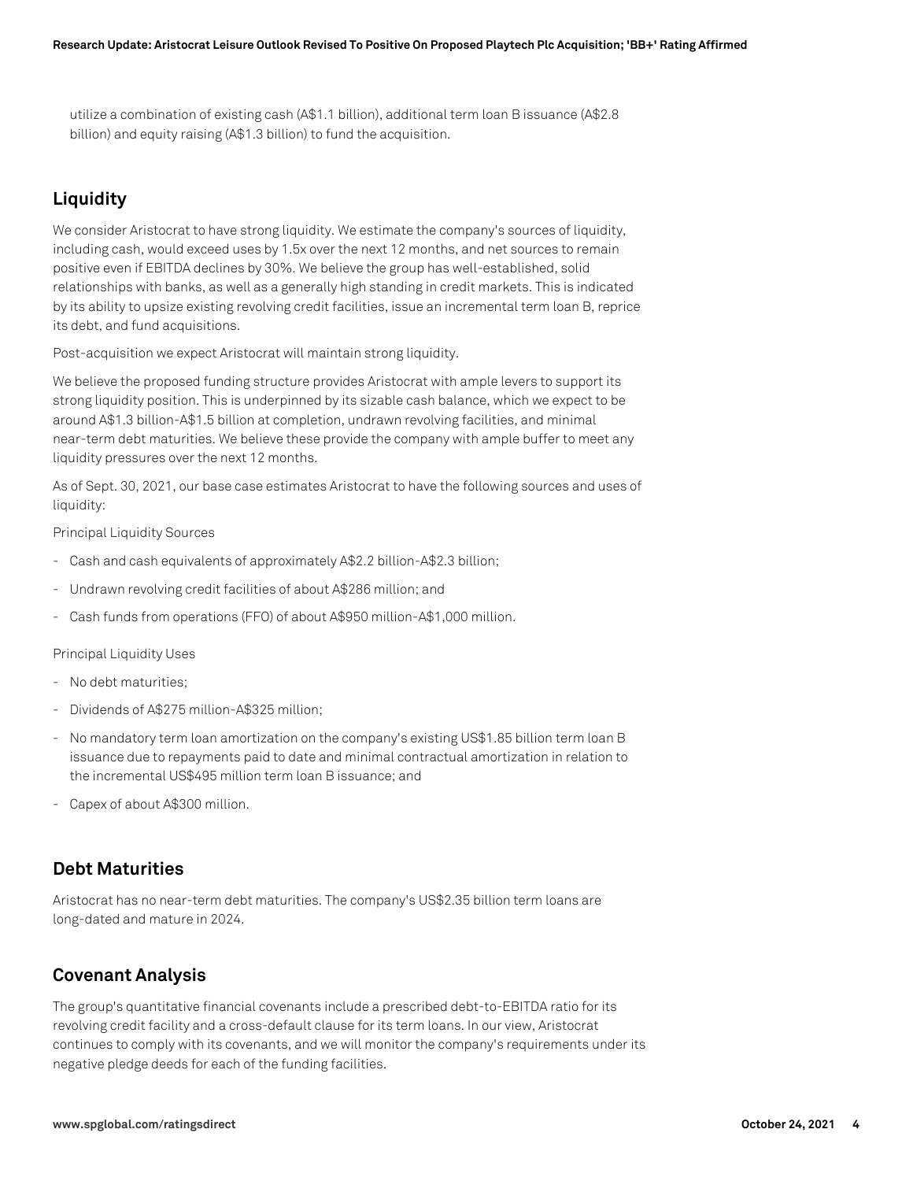utilize a combination of existing cash (A$1.1 billion), additional term loan B issuance (A$2.8 billion) and equity raising (A$1.3 billion) to fund the acquisition.

## Liquidity

We consider Aristocrat to have strong liquidity. We estimate the company's sources of liquidity, including cash, would exceed uses by 1.5x over the next 12 months, and net sources to remain positive even if EBITDA declines by 30%. We believe the group has well-established, solid relationships with banks, as well as a generally high standing in credit markets. This is indicated by its ability to upsize existing revolving credit facilities, issue an incremental term loan B, reprice its debt, and fund acquisitions.

Post-acquisition we expect Aristocrat will maintain strong liquidity.

We believe the proposed funding structure provides Aristocrat with ample levers to support its strong liquidity position. This is underpinned by its sizable cash balance, which we expect to be around A$1.3 billion-A$1.5 billion at completion, undrawn revolving facilities, and minimal near-term debt maturities. We believe these provide the company with ample buffer to meet any liquidity pressures over the next 12 months.

As of Sept. 30, 2021, our base case estimates Aristocrat to have the following sources and uses of liquidity:

Principal Liquidity Sources

- Cash and cash equivalents of approximately A$2.2 billion-A$2.3 billion;
- Undrawn revolving credit facilities of about A$286 million; and
- Cash funds from operations (FFO) of about A$950 million-A$1,000 million.

Principal Liquidity Uses

- No debt maturities;
- Dividends of A$275 million-A$325 million;
- No mandatory term loan amortization on the company's existing US$1.85 billion term loan B issuance due to repayments paid to date and minimal contractual amortization in relation to the incremental US$495 million term loan B issuance; and
- Capex of about A$300 million.

## Debt Maturities

Aristocrat has no near-term debt maturities. The company's US$2.35 billion term loans are long-dated and mature in 2024.

## Covenant Analysis

The group's quantitative financial covenants include a prescribed debt-to-EBITDA ratio for its revolving credit facility and a cross-default clause for its term loans. In our view, Aristocrat continues to comply with its covenants, and we will monitor the company's requirements under its negative pledge deeds for each of the funding facilities.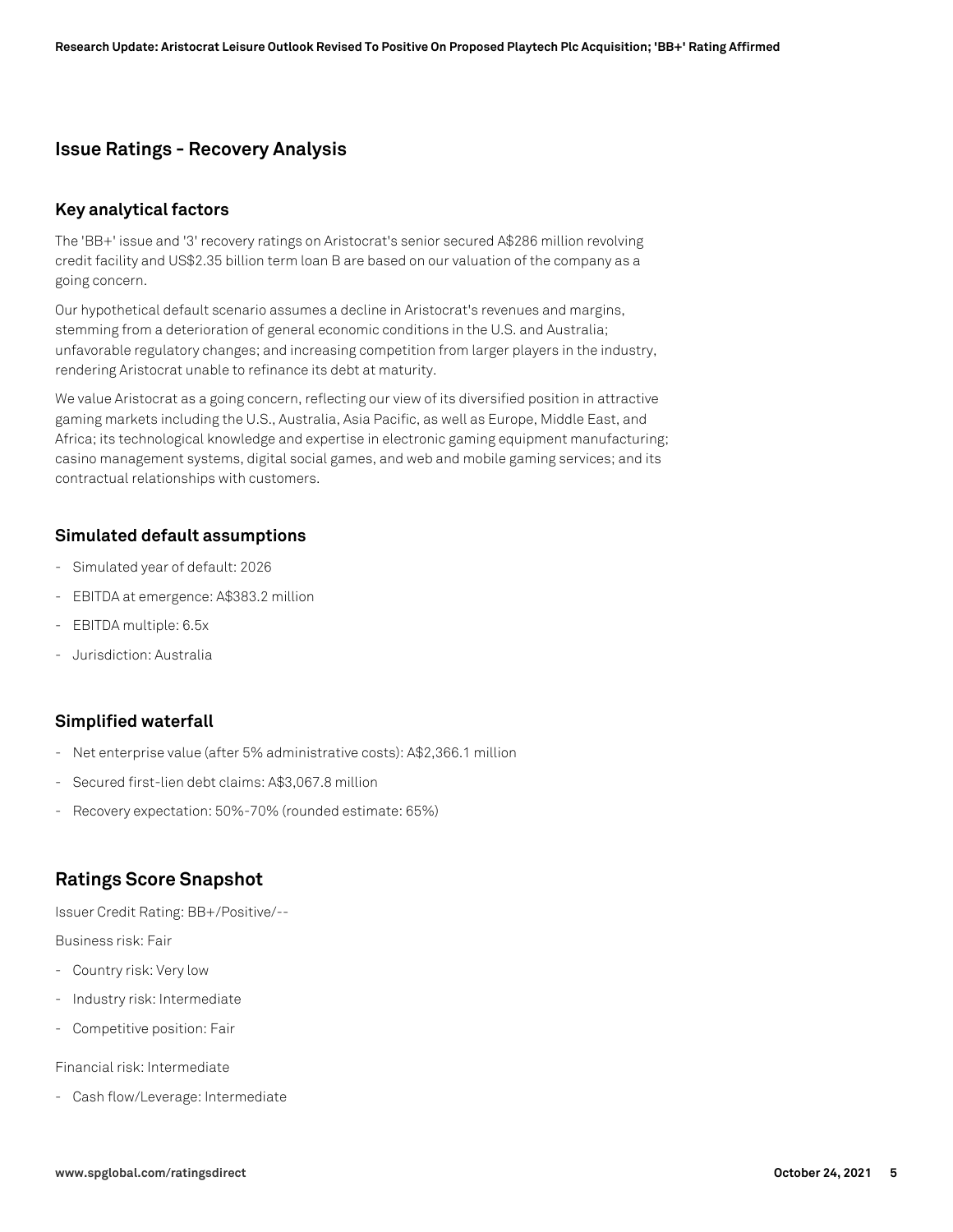## Issue Ratings - Recovery Analysis

### Key analytical factors

The 'BB+' issue and '3' recovery ratings on Aristocrat's senior secured A$286 million revolving credit facility and US$2.35 billion term loan B are based on our valuation of the company as a going concern.

Our hypothetical default scenario assumes a decline in Aristocrat's revenues and margins, stemming from a deterioration of general economic conditions in the U.S. and Australia; unfavorable regulatory changes; and increasing competition from larger players in the industry, rendering Aristocrat unable to refinance its debt at maturity.

We value Aristocrat as a going concern, reflecting our view of its diversified position in attractive gaming markets including the U.S., Australia, Asia Pacific, as well as Europe, Middle East, and Africa; its technological knowledge and expertise in electronic gaming equipment manufacturing; casino management systems, digital social games, and web and mobile gaming services; and its contractual relationships with customers.

### Simulated default assumptions

- Simulated year of default: 2026
- EBITDA at emergence: A$383.2 million
- EBITDA multiple: 6.5x
- Jurisdiction: Australia

### Simplified waterfall

- Net enterprise value (after 5% administrative costs): A$2,366.1 million
- Secured first-lien debt claims: A$3,067.8 million
- Recovery expectation: 50%-70% (rounded estimate: 65%)

## Ratings Score Snapshot

Issuer Credit Rating: BB+/Positive/--

Business risk: Fair

- Country risk: Very low
- Industry risk: Intermediate
- Competitive position: Fair

Financial risk: Intermediate

- Cash flow/Leverage: Intermediate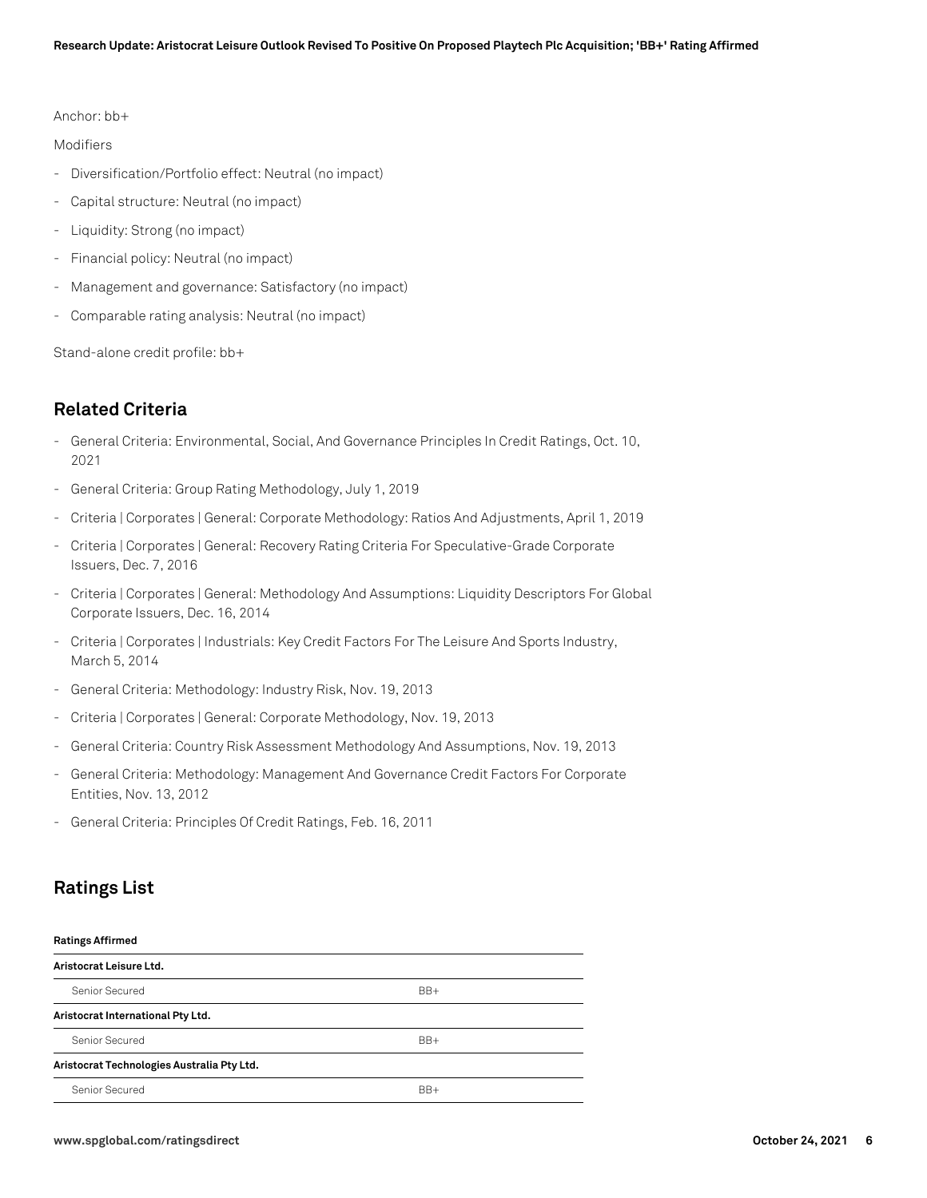Anchor: bb+

Modifiers

- Diversification/Portfolio effect: Neutral (no impact)
- Capital structure: Neutral (no impact)
- Liquidity: Strong (no impact)
- Financial policy: Neutral (no impact)
- Management and governance: Satisfactory (no impact)
- Comparable rating analysis: Neutral (no impact)

Stand-alone credit profile: bb+

## Related Criteria

- General Criteria: Environmental, Social, And Governance Principles In Credit Ratings, Oct. 10, 2021
- General Criteria: Group Rating Methodology, July 1, 2019
- Criteria | Corporates | General: Corporate Methodology: Ratios And Adjustments, April 1, 2019
- Criteria | Corporates | General: Recovery Rating Criteria For Speculative-Grade Corporate Issuers, Dec. 7, 2016
- Criteria | Corporates | General: Methodology And Assumptions: Liquidity Descriptors For Global Corporate Issuers, Dec. 16, 2014
- Criteria | Corporates | Industrials: Key Credit Factors For The Leisure And Sports Industry, March 5, 2014
- General Criteria: Methodology: Industry Risk, Nov. 19, 2013
- Criteria | Corporates | General: Corporate Methodology, Nov. 19, 2013
- General Criteria: Country Risk Assessment Methodology And Assumptions, Nov. 19, 2013
- General Criteria: Methodology: Management And Governance Credit Factors For Corporate Entities, Nov. 13, 2012
- General Criteria: Principles Of Credit Ratings, Feb. 16, 2011

## Ratings List

| **Ratings Affirmed** | |
|---|---|
| **Aristocrat Leisure Ltd.** | |
| Senior Secured | BB+ |
| **Aristocrat International Pty Ltd.** | |
| Senior Secured | BB+ |
| **Aristocrat Technologies Australia Pty Ltd.** | |
| Senior Secured | BB+ |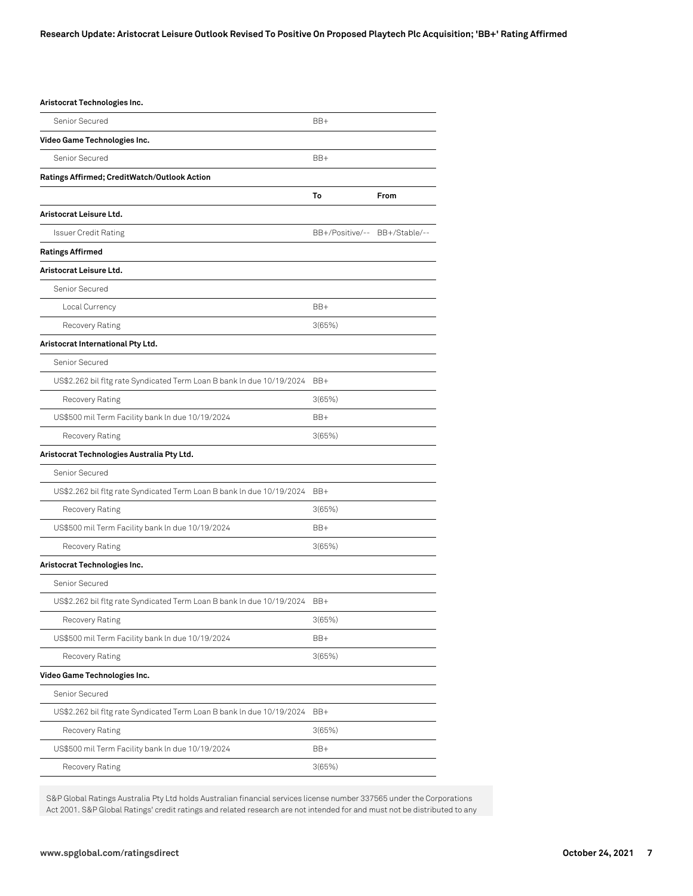| Aristocrat Technologies Inc. | | |
|---|---|---|
| Senior Secured | BB+ | |
| **Video Game Technologies Inc.** | | |
| Senior Secured | BB+ | |
| **Ratings Affirmed; CreditWatch/Outlook Action** | | |
| | **To** | **From** |
| **Aristocrat Leisure Ltd.** | | |
| Issuer Credit Rating | BB+/Positive/-- | BB+/Stable/-- |
| **Ratings Affirmed** | | |
| **Aristocrat Leisure Ltd.** | | |
| Senior Secured | | |
| Local Currency | BB+ | |
| Recovery Rating | 3(65%) | |
| **Aristocrat International Pty Ltd.** | | |
| Senior Secured | | |
| US$2.262 bil fltg rate Syndicated Term Loan B bank ln due 10/19/2024 | BB+ | |
| Recovery Rating | 3(65%) | |
| US$500 mil Term Facility bank ln due 10/19/2024 | BB+ | |
| Recovery Rating | 3(65%) | |
| **Aristocrat Technologies Australia Pty Ltd.** | | |
| Senior Secured | | |
| US$2.262 bil fltg rate Syndicated Term Loan B bank ln due 10/19/2024 | BB+ | |
| Recovery Rating | 3(65%) | |
| US$500 mil Term Facility bank ln due 10/19/2024 | BB+ | |
| Recovery Rating | 3(65%) | |
| **Aristocrat Technologies Inc.** | | |
| Senior Secured | | |
| US$2.262 bil fltg rate Syndicated Term Loan B bank ln due 10/19/2024 | BB+ | |
| Recovery Rating | 3(65%) | |
| US$500 mil Term Facility bank ln due 10/19/2024 | BB+ | |
| Recovery Rating | 3(65%) | |
| **Video Game Technologies Inc.** | | |
| Senior Secured | | |
| US$2.262 bil fltg rate Syndicated Term Loan B bank ln due 10/19/2024 | BB+ | |
| Recovery Rating | 3(65%) | |
| US$500 mil Term Facility bank ln due 10/19/2024 | BB+ | |
| Recovery Rating | 3(65%) | |

S&P Global Ratings Australia Pty Ltd holds Australian financial services license number 337565 under the Corporations Act 2001. S&P Global Ratings' credit ratings and related research are not intended for and must not be distributed to any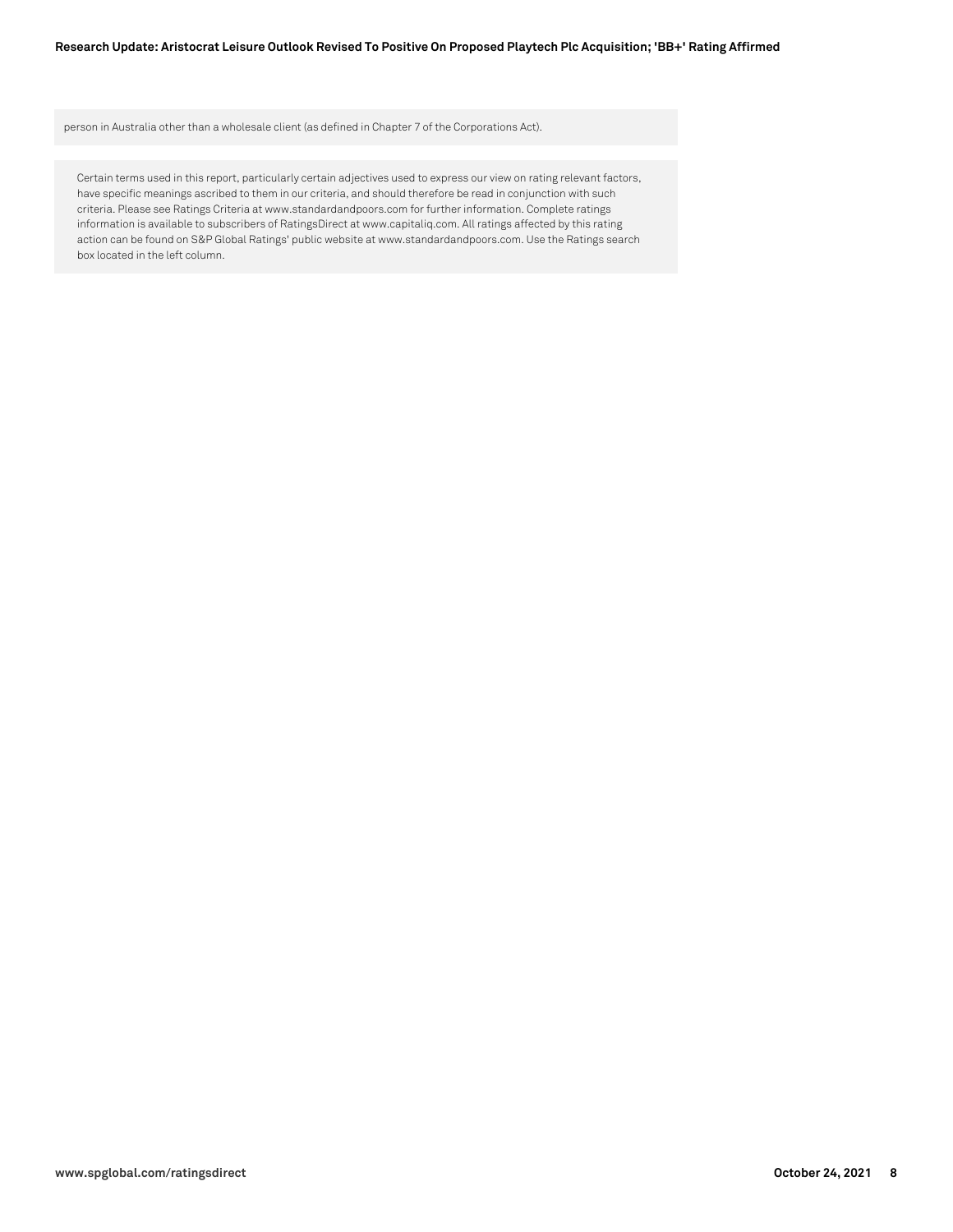person in Australia other than a wholesale client (as defined in Chapter 7 of the Corporations Act).

Certain terms used in this report, particularly certain adjectives used to express our view on rating relevant factors, have specific meanings ascribed to them in our criteria, and should therefore be read in conjunction with such criteria. Please see Ratings Criteria at www.standardandpoors.com for further information. Complete ratings information is available to subscribers of RatingsDirect at www.capitaliq.com. All ratings affected by this rating action can be found on S&P Global Ratings' public website at www.standardandpoors.com. Use the Ratings search box located in the left column.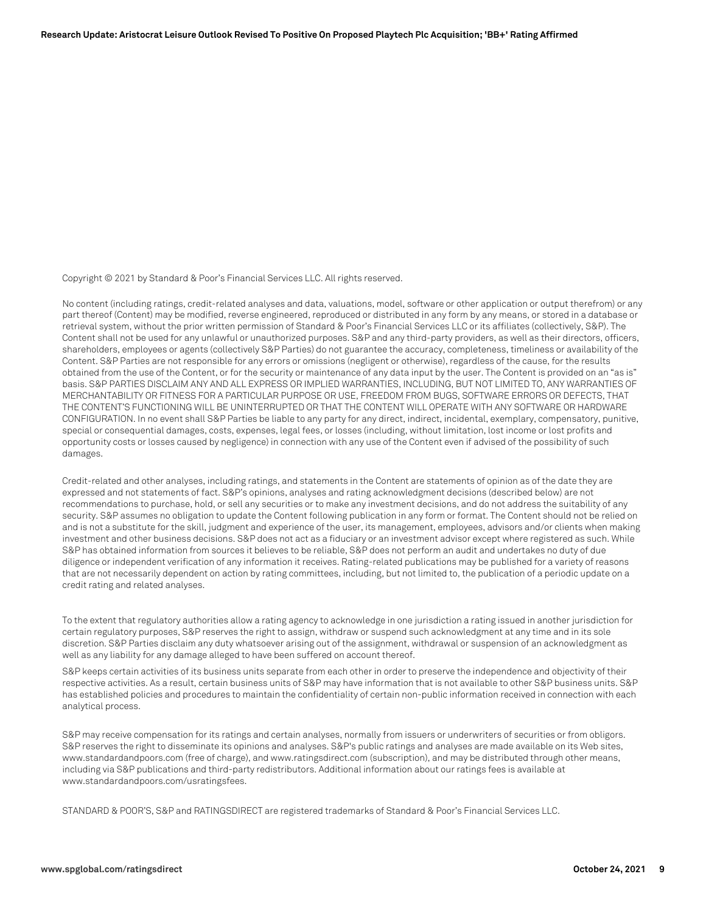Copyright © 2021 by Standard & Poor's Financial Services LLC. All rights reserved.

No content (including ratings, credit-related analyses and data, valuations, model, software or other application or output therefrom) or any part thereof (Content) may be modified, reverse engineered, reproduced or distributed in any form by any means, or stored in a database or retrieval system, without the prior written permission of Standard & Poor's Financial Services LLC or its affiliates (collectively, S&P). The Content shall not be used for any unlawful or unauthorized purposes. S&P and any third-party providers, as well as their directors, officers, shareholders, employees or agents (collectively S&P Parties) do not guarantee the accuracy, completeness, timeliness or availability of the Content. S&P Parties are not responsible for any errors or omissions (negligent or otherwise), regardless of the cause, for the results obtained from the use of the Content, or for the security or maintenance of any data input by the user. The Content is provided on an "as is" basis. S&P PARTIES DISCLAIM ANY AND ALL EXPRESS OR IMPLIED WARRANTIES, INCLUDING, BUT NOT LIMITED TO, ANY WARRANTIES OF MERCHANTABILITY OR FITNESS FOR A PARTICULAR PURPOSE OR USE, FREEDOM FROM BUGS, SOFTWARE ERRORS OR DEFECTS, THAT THE CONTENT'S FUNCTIONING WILL BE UNINTERRUPTED OR THAT THE CONTENT WILL OPERATE WITH ANY SOFTWARE OR HARDWARE CONFIGURATION. In no event shall S&P Parties be liable to any party for any direct, indirect, incidental, exemplary, compensatory, punitive, special or consequential damages, costs, expenses, legal fees, or losses (including, without limitation, lost income or lost profits and opportunity costs or losses caused by negligence) in connection with any use of the Content even if advised of the possibility of such damages.

Credit-related and other analyses, including ratings, and statements in the Content are statements of opinion as of the date they are expressed and not statements of fact. S&P's opinions, analyses and rating acknowledgment decisions (described below) are not recommendations to purchase, hold, or sell any securities or to make any investment decisions, and do not address the suitability of any security. S&P assumes no obligation to update the Content following publication in any form or format. The Content should not be relied on and is not a substitute for the skill, judgment and experience of the user, its management, employees, advisors and/or clients when making investment and other business decisions. S&P does not act as a fiduciary or an investment advisor except where registered as such. While S&P has obtained information from sources it believes to be reliable, S&P does not perform an audit and undertakes no duty of due diligence or independent verification of any information it receives. Rating-related publications may be published for a variety of reasons that are not necessarily dependent on action by rating committees, including, but not limited to, the publication of a periodic update on a credit rating and related analyses.

To the extent that regulatory authorities allow a rating agency to acknowledge in one jurisdiction a rating issued in another jurisdiction for certain regulatory purposes, S&P reserves the right to assign, withdraw or suspend such acknowledgment at any time and in its sole discretion. S&P Parties disclaim any duty whatsoever arising out of the assignment, withdrawal or suspension of an acknowledgment as well as any liability for any damage alleged to have been suffered on account thereof.

S&P keeps certain activities of its business units separate from each other in order to preserve the independence and objectivity of their respective activities. As a result, certain business units of S&P may have information that is not available to other S&P business units. S&P has established policies and procedures to maintain the confidentiality of certain non-public information received in connection with each analytical process.

S&P may receive compensation for its ratings and certain analyses, normally from issuers or underwriters of securities or from obligors. S&P reserves the right to disseminate its opinions and analyses. S&P's public ratings and analyses are made available on its Web sites, www.standardandpoors.com (free of charge), and www.ratingsdirect.com (subscription), and may be distributed through other means, including via S&P publications and third-party redistributors. Additional information about our ratings fees is available at www.standardandpoors.com/usratingsfees.

STANDARD & POOR'S, S&P and RATINGSDIRECT are registered trademarks of Standard & Poor's Financial Services LLC.